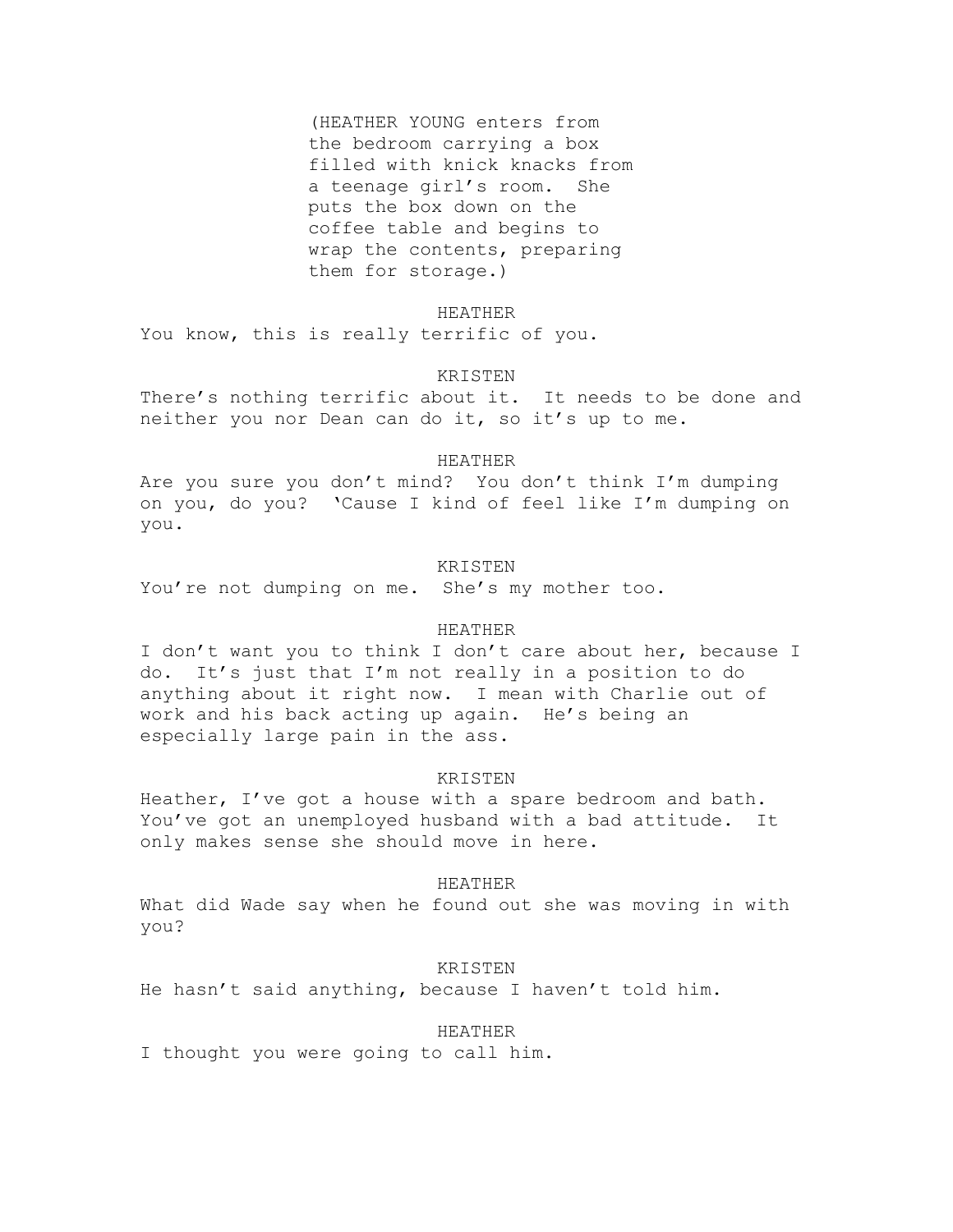(HEATHER YOUNG enters from the bedroom carrying a box filled with knick knacks from a teenage girl's room. She puts the box down on the coffee table and begins to wrap the contents, preparing them for storage.)

HEATHER

You know, this is really terrific of you.

KRISTEN

There's nothing terrific about it. It needs to be done and neither you nor Dean can do it, so it's up to me.

HEATHER

Are you sure you don't mind? You don't think I'm dumping on you, do you? 'Cause I kind of feel like I'm dumping on you.

KRISTEN

You're not dumping on me. She's my mother too.

HEATHER

I don't want you to think I don't care about her, because I do. It's just that I'm not really in a position to do anything about it right now. I mean with Charlie out of work and his back acting up again. He's being an especially large pain in the ass.

KRISTEN

Heather, I've got a house with a spare bedroom and bath. You've got an unemployed husband with a bad attitude. It only makes sense she should move in here.

HEATHER

What did Wade say when he found out she was moving in with you?

KRISTEN

He hasn't said anything, because I haven't told him.

HEATHER

I thought you were going to call him.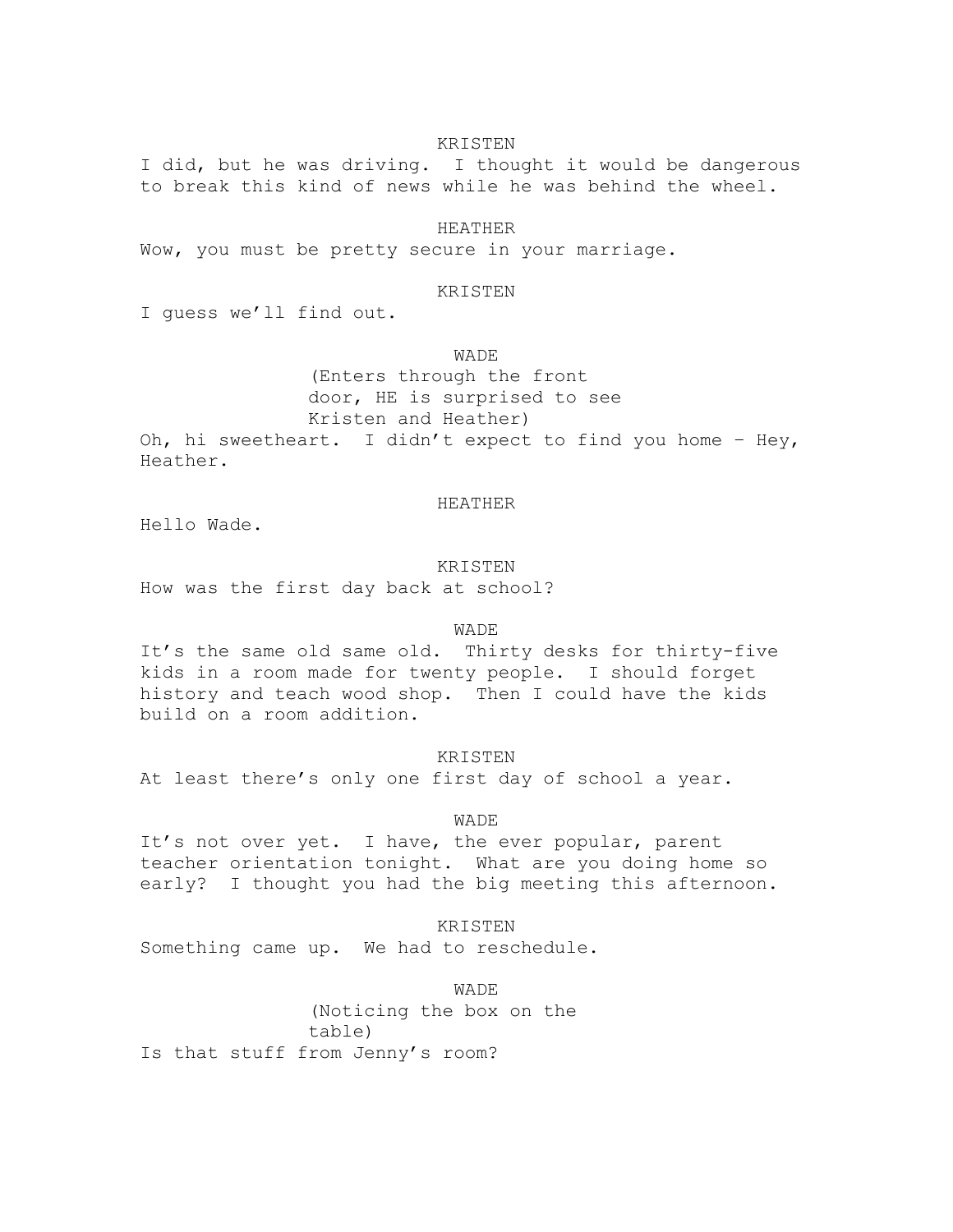KRISTEN

I did, but he was driving. I thought it would be dangerous to break this kind of news while he was behind the wheel.

HEATHER

Wow, you must be pretty secure in your marriage.

KRISTEN

I guess we'll find out.

WADE

(Enters through the front door, HE is surprised to see Kristen and Heather)

Oh, hi sweetheart. I didn't expect to find you home – Hey, Heather.

HEATHER

Hello Wade.

KRISTEN

How was the first day back at school?

WADE

It's the same old same old. Thirty desks for thirty-five kids in a room made for twenty people. I should forget history and teach wood shop. Then I could have the kids build on a room addition.

KRISTEN

At least there's only one first day of school a year.

WADE

It's not over yet. I have, the ever popular, parent teacher orientation tonight. What are you doing home so early? I thought you had the big meeting this afternoon.

KRISTEN

Something came up. We had to reschedule.

WADE

(Noticing the box on the table)

Is that stuff from Jenny's room?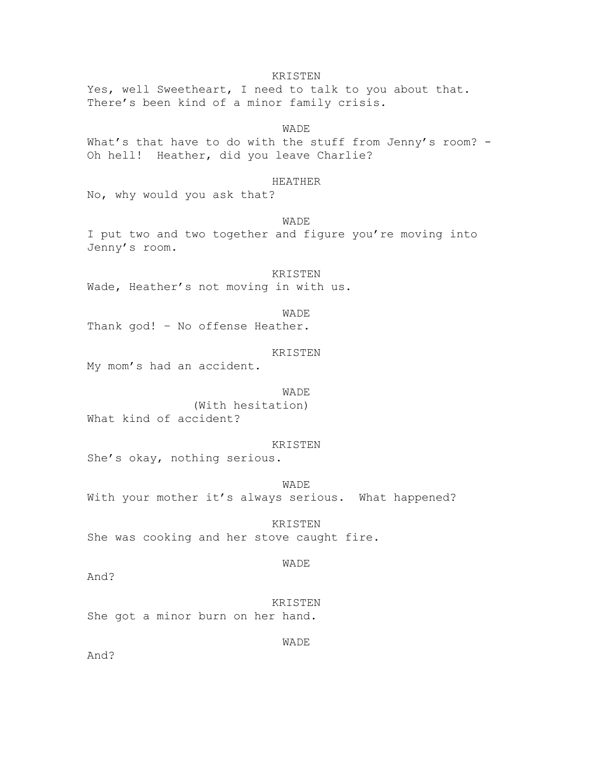KRISTEN

Yes, well Sweetheart, I need to talk to you about that. There's been kind of a minor family crisis.

WADE

What's that have to do with the stuff from Jenny's room? - Oh hell! Heather, did you leave Charlie?

HEATHER

No, why would you ask that?

WADE

I put two and two together and figure you're moving into Jenny's room.

KRISTEN

Wade, Heather's not moving in with us.

WADE

Thank god! – No offense Heather.

KRISTEN

My mom's had an accident.

WADE

(With hesitation)

What kind of accident?

KRISTEN

She's okay, nothing serious.

WADE

With your mother it's always serious. What happened?

KRISTEN

She was cooking and her stove caught fire.

WADE

And?

KRISTEN

She got a minor burn on her hand.

WADE

And?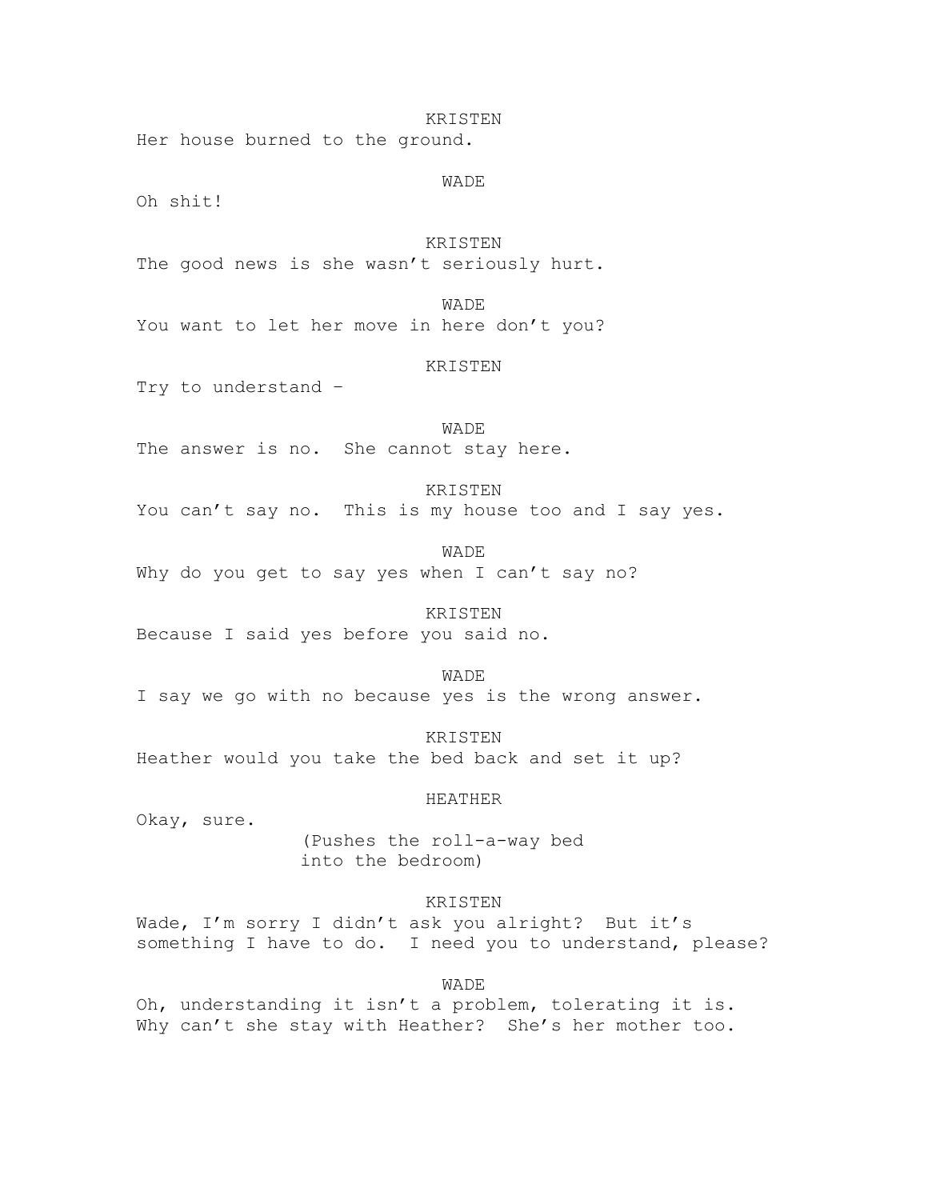KRISTEN

Her house burned to the ground.

WADE

Oh shit!

KRISTEN

The good news is she wasn't seriously hurt.

WADE

You want to let her move in here don't you?

KRISTEN

Try to understand –

WADE

The answer is no. She cannot stay here.

KRISTEN

You can't say no. This is my house too and I say yes.

WADE

Why do you get to say yes when I can't say no?

KRISTEN

Because I said yes before you said no.

WADE

I say we go with no because yes is the wrong answer.

KRISTEN

Heather would you take the bed back and set it up?

HEATHER

Okay, sure.

(Pushes the roll-a-way bed into the bedroom)

KRISTEN

Wade, I'm sorry I didn't ask you alright? But it's something I have to do. I need you to understand, please?

WADE

Oh, understanding it isn't a problem, tolerating it is. Why can't she stay with Heather? She's her mother too.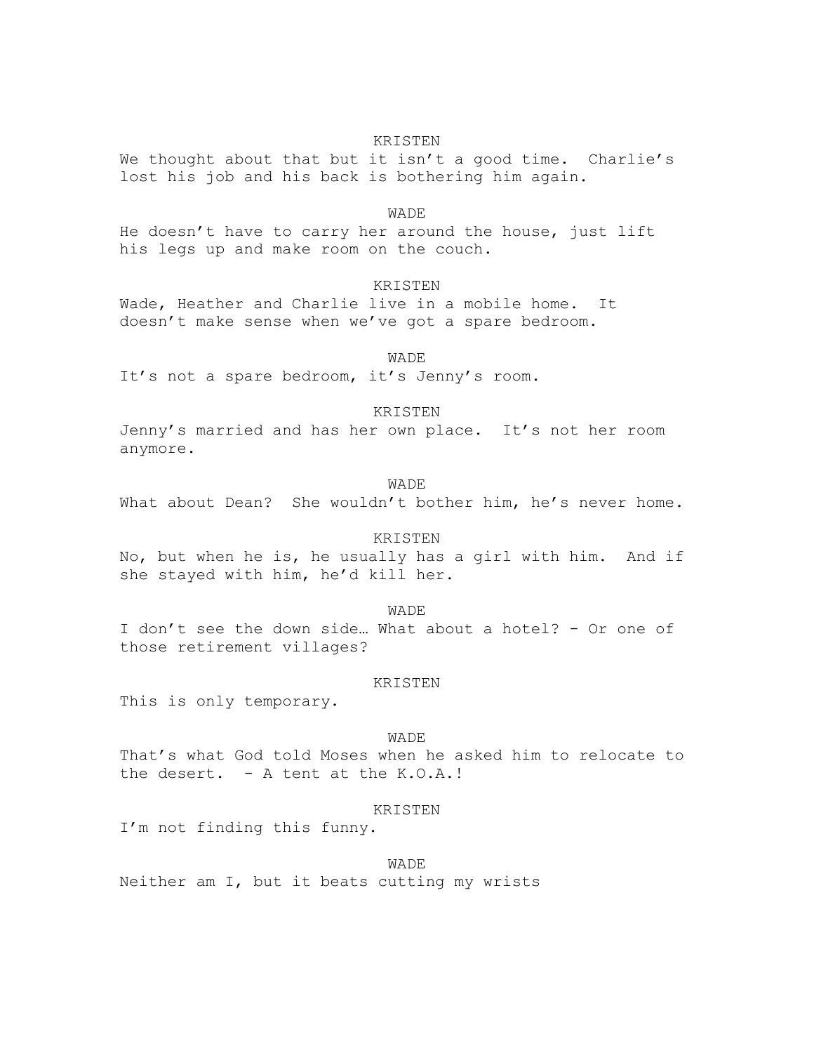KRISTEN

We thought about that but it isn't a good time. Charlie's lost his job and his back is bothering him again.

WADE

He doesn't have to carry her around the house, just lift his legs up and make room on the couch.

KRISTEN

Wade, Heather and Charlie live in a mobile home. It doesn't make sense when we've got a spare bedroom.

WADE

It's not a spare bedroom, it's Jenny's room.

KRISTEN

Jenny's married and has her own place. It's not her room anymore.

WADE

What about Dean? She wouldn't bother him, he's never home.

KRISTEN

No, but when he is, he usually has a girl with him. And if she stayed with him, he'd kill her.

WADE

I don't see the down side… What about a hotel? - Or one of those retirement villages?

KRISTEN

This is only temporary.

WADE

That's what God told Moses when he asked him to relocate to the desert. - A tent at the K.O.A.!

KRISTEN

I'm not finding this funny.

WADE

Neither am I, but it beats cutting my wrists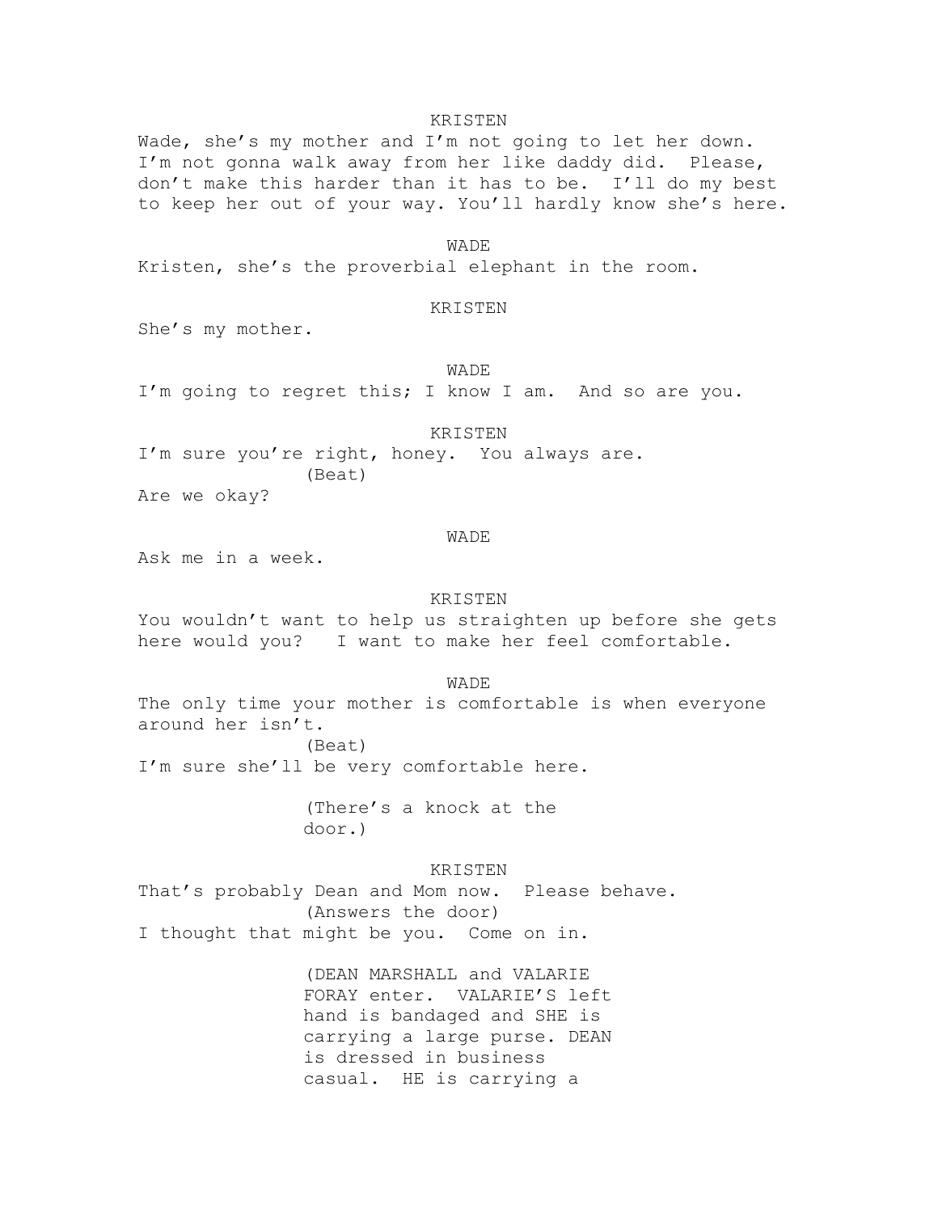KRISTEN

Wade, she's my mother and I'm not going to let her down. I'm not gonna walk away from her like daddy did. Please, don't make this harder than it has to be. I'll do my best to keep her out of your way. You'll hardly know she's here.

WADE

Kristen, she's the proverbial elephant in the room.

KRISTEN

She's my mother.

WADE

I'm going to regret this; I know I am. And so are you.

KRISTEN

I'm sure you're right, honey. You always are.

(Beat)

Are we okay?

WADE

Ask me in a week.

KRISTEN

You wouldn't want to help us straighten up before she gets here would you? I want to make her feel comfortable.

WADE

The only time your mother is comfortable is when everyone around her isn't.

(Beat)

I'm sure she'll be very comfortable here.

(There's a knock at the door.)

KRISTEN

That's probably Dean and Mom now. Please behave.

(Answers the door)

I thought that might be you. Come on in.

(DEAN MARSHALL and VALARIE FORAY enter. VALARIE'S left hand is bandaged and SHE is carrying a large purse. DEAN is dressed in business casual. HE is carrying a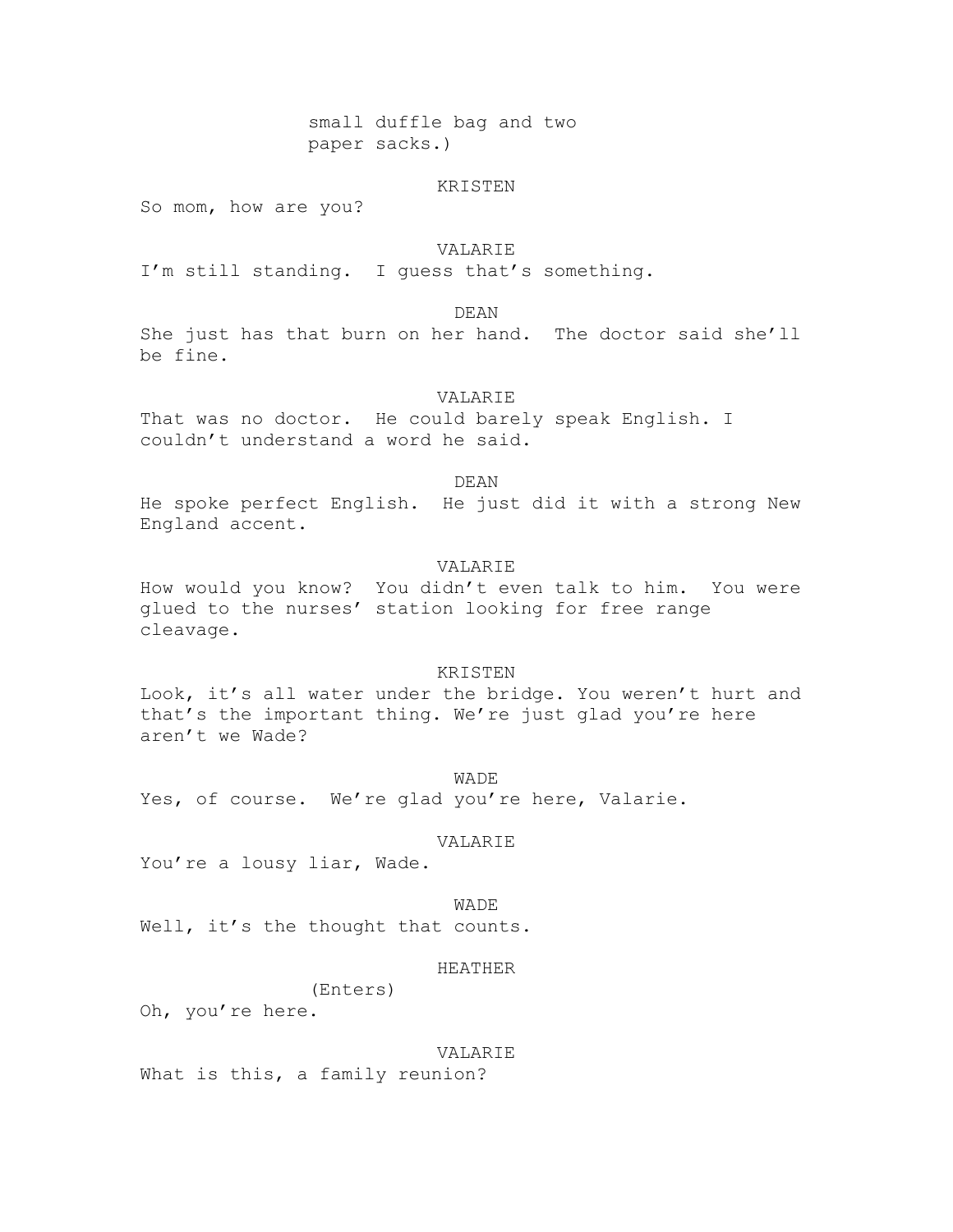small duffle bag and two paper sacks.)

KRISTEN

So mom, how are you?

VALARIE

I'm still standing. I guess that's something.

DEAN

She just has that burn on her hand. The doctor said she'll be fine.

VALARIE

That was no doctor. He could barely speak English. I couldn't understand a word he said.

DEAN

He spoke perfect English. He just did it with a strong New England accent.

VALARIE

How would you know? You didn't even talk to him. You were glued to the nurses' station looking for free range cleavage.

KRISTEN

Look, it's all water under the bridge. You weren't hurt and that's the important thing. We're just glad you're here aren't we Wade?

WADE

Yes, of course. We're glad you're here, Valarie.

VALARIE

You're a lousy liar, Wade.

WADE

Well, it's the thought that counts.

HEATHER

(Enters)

Oh, you're here.

VALARIE

What is this, a family reunion?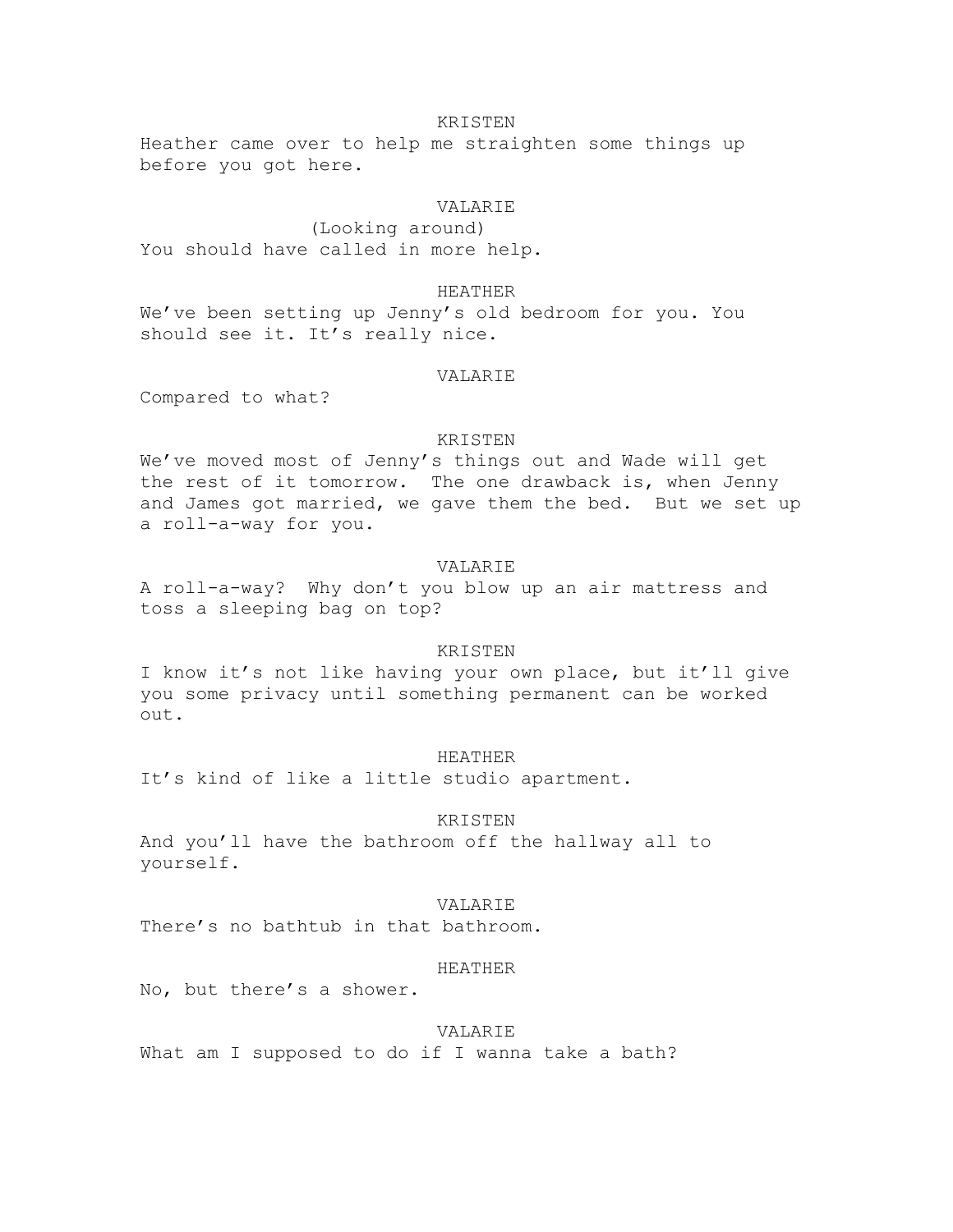KRISTEN

Heather came over to help me straighten some things up before you got here.

VALARIE

(Looking around)

You should have called in more help.

HEATHER

We've been setting up Jenny's old bedroom for you. You should see it. It's really nice.

VALARIE

Compared to what?

KRISTEN

We've moved most of Jenny's things out and Wade will get the rest of it tomorrow.  The one drawback is, when Jenny and James got married, we gave them the bed.  But we set up a roll-a-way for you.

VALARIE

A roll-a-way?  Why don't you blow up an air mattress and toss a sleeping bag on top?

KRISTEN

I know it's not like having your own place, but it'll give you some privacy until something permanent can be worked out.

HEATHER

It's kind of like a little studio apartment.

KRISTEN

And you'll have the bathroom off the hallway all to yourself.

VALARIE

There's no bathtub in that bathroom.

HEATHER

No, but there's a shower.

VALARIE

What am I supposed to do if I wanna take a bath?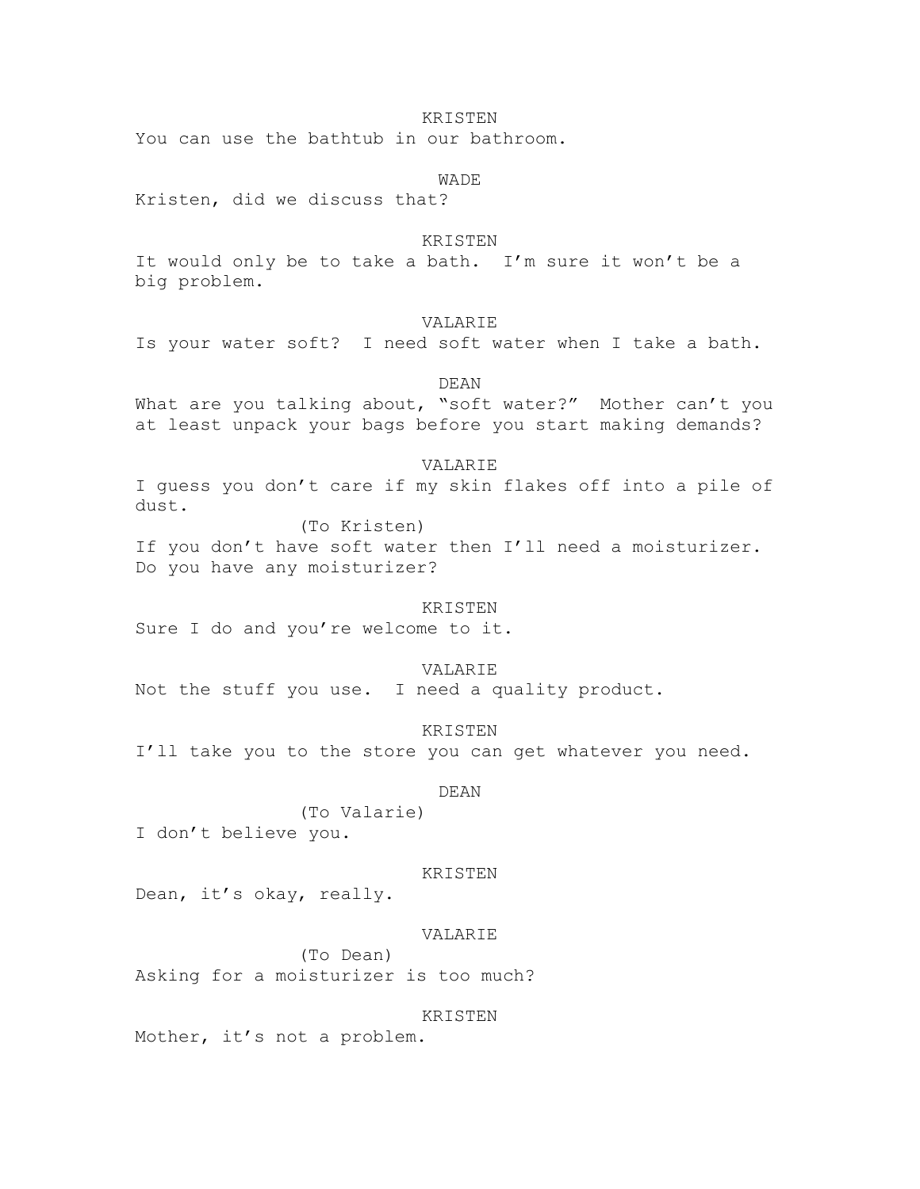KRISTEN
You can use the bathtub in our bathroom.

WADE
Kristen, did we discuss that?

KRISTEN
It would only be to take a bath. I'm sure it won't be a big problem.

VALARIE
Is your water soft? I need soft water when I take a bath.

DEAN
What are you talking about, "soft water?" Mother can't you at least unpack your bags before you start making demands?

VALARIE
I guess you don't care if my skin flakes off into a pile of dust.
(To Kristen)
If you don't have soft water then I'll need a moisturizer. Do you have any moisturizer?

KRISTEN
Sure I do and you're welcome to it.

VALARIE
Not the stuff you use. I need a quality product.

KRISTEN
I'll take you to the store you can get whatever you need.

DEAN
(To Valarie)
I don't believe you.

KRISTEN
Dean, it's okay, really.

VALARIE
(To Dean)
Asking for a moisturizer is too much?

KRISTEN
Mother, it's not a problem.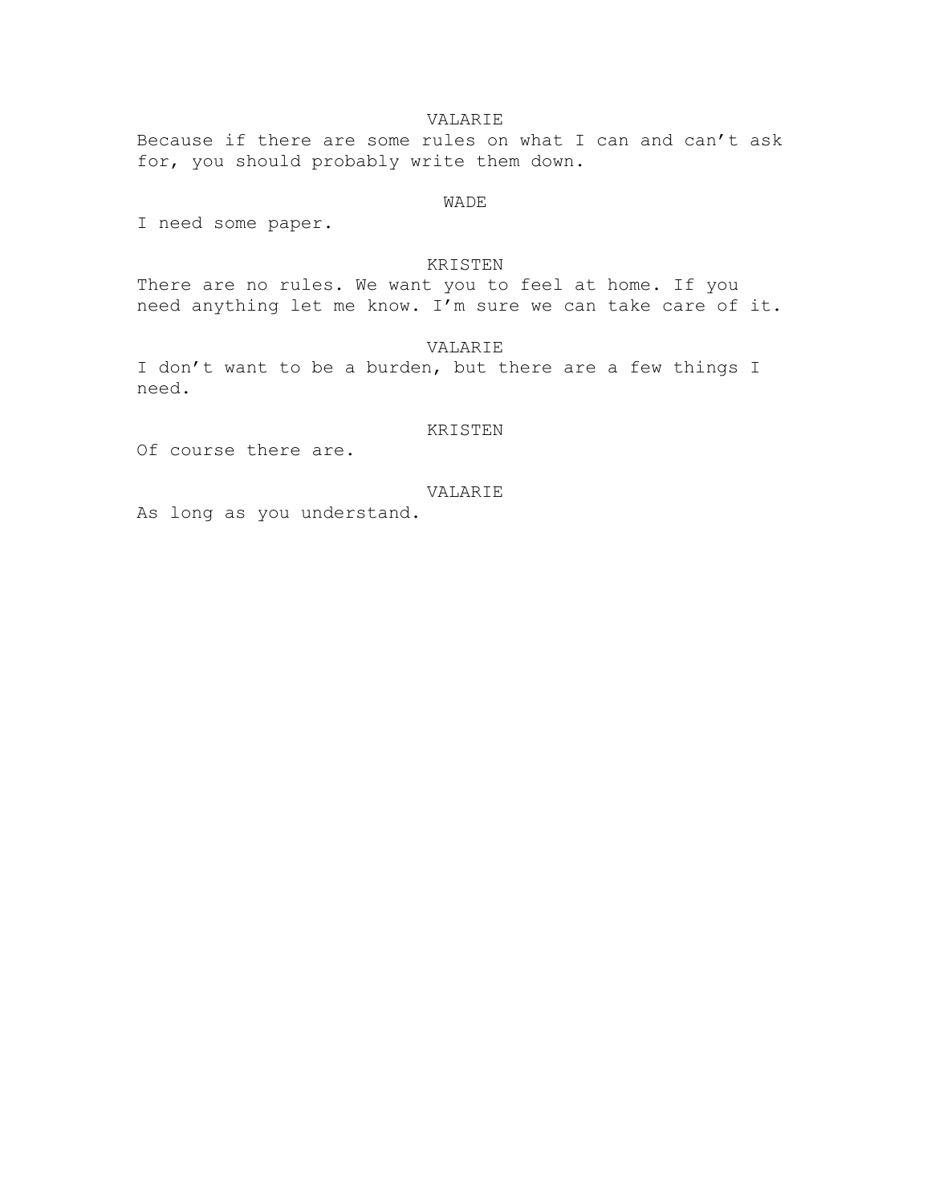VALARIE

Because if there are some rules on what I can and can't ask for, you should probably write them down.

WADE

I need some paper.

KRISTEN

There are no rules. We want you to feel at home. If you need anything let me know. I'm sure we can take care of it.

VALARIE

I don't want to be a burden, but there are a few things I need.

KRISTEN

Of course there are.

VALARIE

As long as you understand.